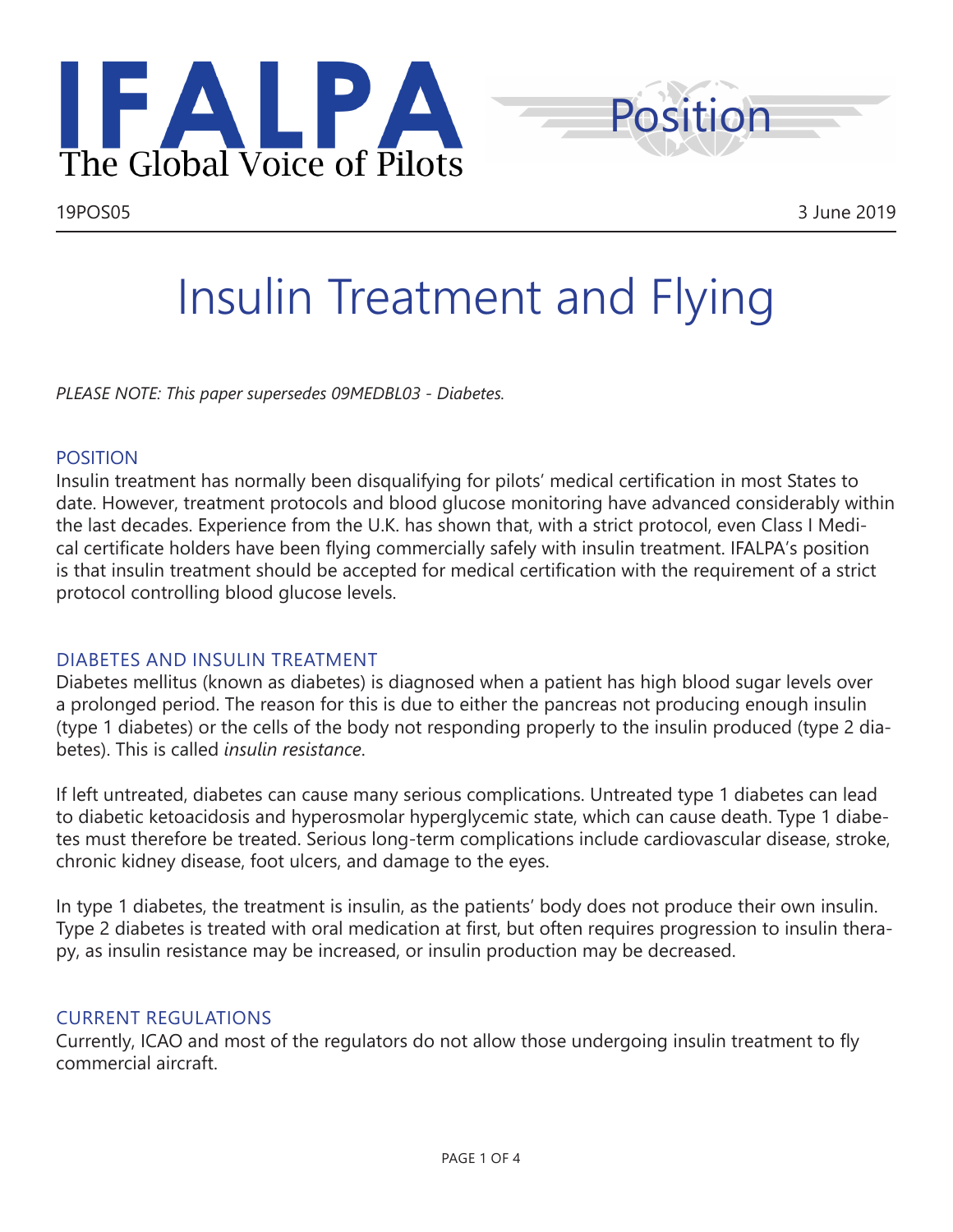IFALPA
The Global Voice of Pilots

Position

19POS05

3 June 2019

# Insulin Treatment and Flying

*PLEASE NOTE: This paper supersedes 09MEDBL03 - Diabetes.*

## POSITION

Insulin treatment has normally been disqualifying for pilots' medical certification in most States to date. However, treatment protocols and blood glucose monitoring have advanced considerably within the last decades. Experience from the U.K. has shown that, with a strict protocol, even Class I Medical certificate holders have been flying commercially safely with insulin treatment. IFALPA's position is that insulin treatment should be accepted for medical certification with the requirement of a strict protocol controlling blood glucose levels.

## DIABETES AND INSULIN TREATMENT

Diabetes mellitus (known as diabetes) is diagnosed when a patient has high blood sugar levels over a prolonged period. The reason for this is due to either the pancreas not producing enough insulin (type 1 diabetes) or the cells of the body not responding properly to the insulin produced (type 2 diabetes). This is called *insulin resistance*.

If left untreated, diabetes can cause many serious complications. Untreated type 1 diabetes can lead to diabetic ketoacidosis and hyperosmolar hyperglycemic state, which can cause death. Type 1 diabetes must therefore be treated. Serious long-term complications include cardiovascular disease, stroke, chronic kidney disease, foot ulcers, and damage to the eyes.

In type 1 diabetes, the treatment is insulin, as the patients' body does not produce their own insulin. Type 2 diabetes is treated with oral medication at first, but often requires progression to insulin therapy, as insulin resistance may be increased, or insulin production may be decreased.

## CURRENT REGULATIONS

Currently, ICAO and most of the regulators do not allow those undergoing insulin treatment to fly commercial aircraft.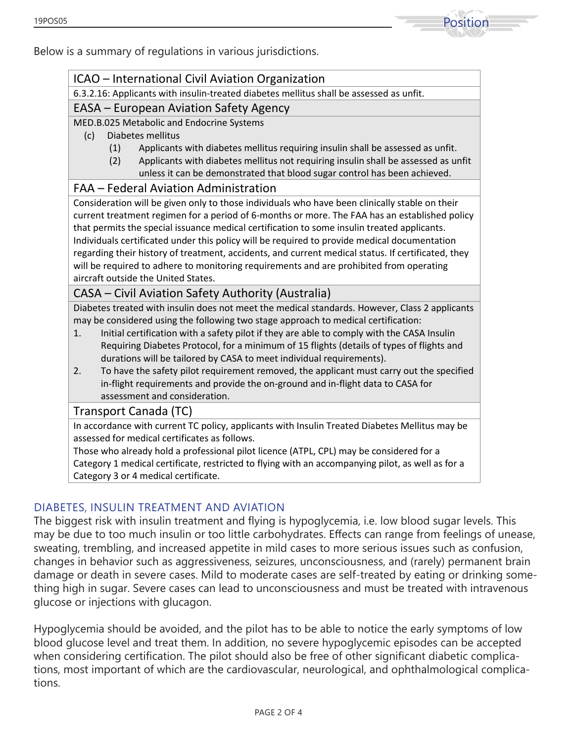Below is a summary of regulations in various jurisdictions.

### ICAO – International Civil Aviation Organization

6.3.2.16: Applicants with insulin-treated diabetes mellitus shall be assessed as unfit.

### EASA – European Aviation Safety Agency

MED.B.025 Metabolic and Endocrine Systems

(c) Diabetes mellitus

(1) Applicants with diabetes mellitus requiring insulin shall be assessed as unfit.

(2) Applicants with diabetes mellitus not requiring insulin shall be assessed as unfit unless it can be demonstrated that blood sugar control has been achieved.

### FAA – Federal Aviation Administration

Consideration will be given only to those individuals who have been clinically stable on their current treatment regimen for a period of 6-months or more. The FAA has an established policy that permits the special issuance medical certification to some insulin treated applicants. Individuals certificated under this policy will be required to provide medical documentation regarding their history of treatment, accidents, and current medical status. If certificated, they will be required to adhere to monitoring requirements and are prohibited from operating aircraft outside the United States.

### CASA – Civil Aviation Safety Authority (Australia)

Diabetes treated with insulin does not meet the medical standards. However, Class 2 applicants may be considered using the following two stage approach to medical certification:

1. Initial certification with a safety pilot if they are able to comply with the CASA Insulin Requiring Diabetes Protocol, for a minimum of 15 flights (details of types of flights and durations will be tailored by CASA to meet individual requirements).
2. To have the safety pilot requirement removed, the applicant must carry out the specified in-flight requirements and provide the on-ground and in-flight data to CASA for assessment and consideration.

### Transport Canada (TC)

In accordance with current TC policy, applicants with Insulin Treated Diabetes Mellitus may be assessed for medical certificates as follows.

Those who already hold a professional pilot licence (ATPL, CPL) may be considered for a Category 1 medical certificate, restricted to flying with an accompanying pilot, as well as for a Category 3 or 4 medical certificate.

## DIABETES, INSULIN TREATMENT AND AVIATION

The biggest risk with insulin treatment and flying is hypoglycemia, i.e. low blood sugar levels. This may be due to too much insulin or too little carbohydrates. Effects can range from feelings of unease, sweating, trembling, and increased appetite in mild cases to more serious issues such as confusion, changes in behavior such as aggressiveness, seizures, unconsciousness, and (rarely) permanent brain damage or death in severe cases. Mild to moderate cases are self-treated by eating or drinking something high in sugar. Severe cases can lead to unconsciousness and must be treated with intravenous glucose or injections with glucagon.

Hypoglycemia should be avoided, and the pilot has to be able to notice the early symptoms of low blood glucose level and treat them. In addition, no severe hypoglycemic episodes can be accepted when considering certification. The pilot should also be free of other significant diabetic complications, most important of which are the cardiovascular, neurological, and ophthalmological complications.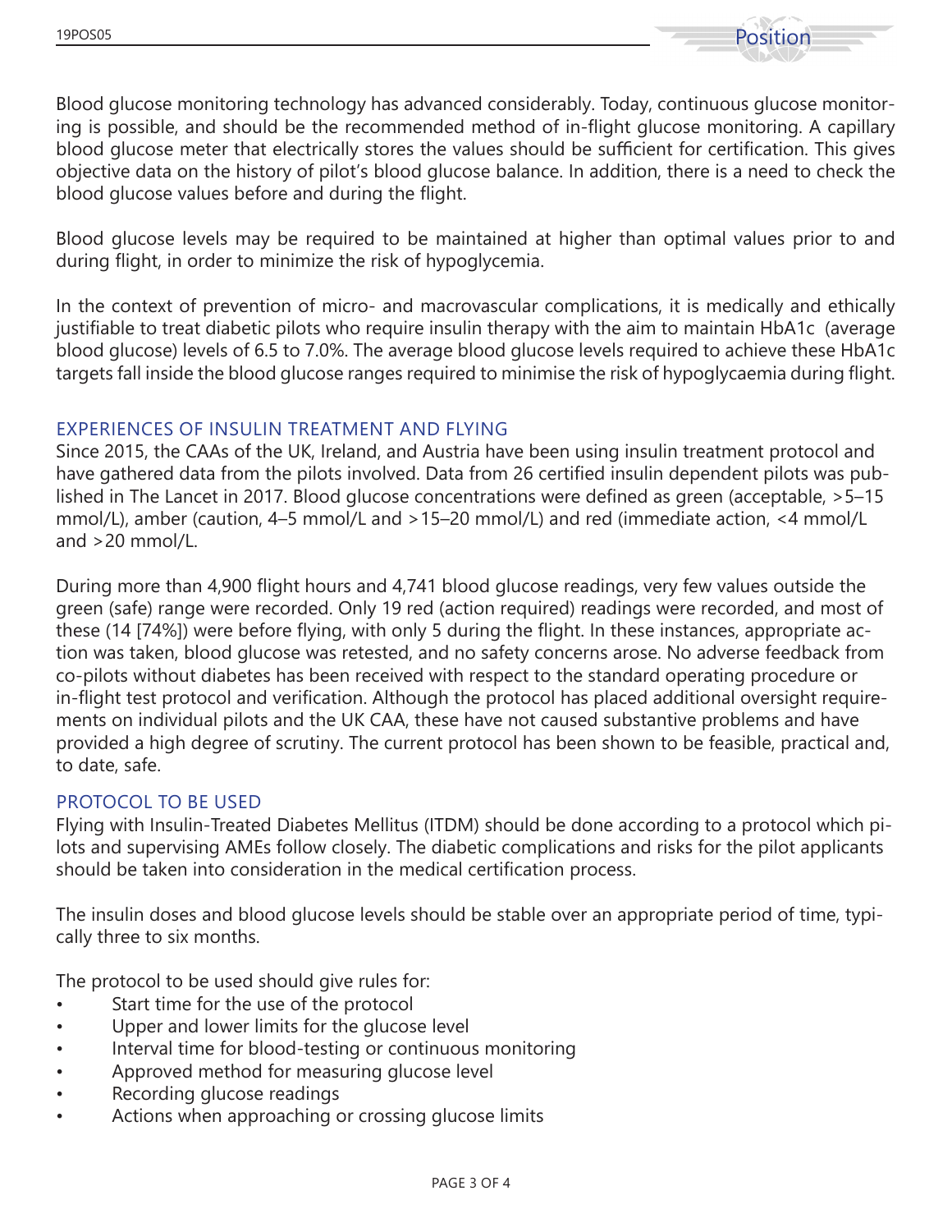Blood glucose monitoring technology has advanced considerably. Today, continuous glucose monitoring is possible, and should be the recommended method of in-flight glucose monitoring. A capillary blood glucose meter that electrically stores the values should be sufficient for certification. This gives objective data on the history of pilot's blood glucose balance. In addition, there is a need to check the blood glucose values before and during the flight.

Blood glucose levels may be required to be maintained at higher than optimal values prior to and during flight, in order to minimize the risk of hypoglycemia.

In the context of prevention of micro- and macrovascular complications, it is medically and ethically justifiable to treat diabetic pilots who require insulin therapy with the aim to maintain HbA1c (average blood glucose) levels of 6.5 to 7.0%. The average blood glucose levels required to achieve these HbA1c targets fall inside the blood glucose ranges required to minimise the risk of hypoglycaemia during flight.

## EXPERIENCES OF INSULIN TREATMENT AND FLYING

Since 2015, the CAAs of the UK, Ireland, and Austria have been using insulin treatment protocol and have gathered data from the pilots involved. Data from 26 certified insulin dependent pilots was published in The Lancet in 2017. Blood glucose concentrations were defined as green (acceptable, >5–15 mmol/L), amber (caution, 4–5 mmol/L and >15–20 mmol/L) and red (immediate action, <4 mmol/L and >20 mmol/L.

During more than 4,900 flight hours and 4,741 blood glucose readings, very few values outside the green (safe) range were recorded. Only 19 red (action required) readings were recorded, and most of these (14 [74%]) were before flying, with only 5 during the flight. In these instances, appropriate action was taken, blood glucose was retested, and no safety concerns arose. No adverse feedback from co-pilots without diabetes has been received with respect to the standard operating procedure or in-flight test protocol and verification. Although the protocol has placed additional oversight requirements on individual pilots and the UK CAA, these have not caused substantive problems and have provided a high degree of scrutiny. The current protocol has been shown to be feasible, practical and, to date, safe.

## PROTOCOL TO BE USED

Flying with Insulin-Treated Diabetes Mellitus (ITDM) should be done according to a protocol which pilots and supervising AMEs follow closely. The diabetic complications and risks for the pilot applicants should be taken into consideration in the medical certification process.

The insulin doses and blood glucose levels should be stable over an appropriate period of time, typically three to six months.

The protocol to be used should give rules for:

- Start time for the use of the protocol
- Upper and lower limits for the glucose level
- Interval time for blood-testing or continuous monitoring
- Approved method for measuring glucose level
- Recording glucose readings
- Actions when approaching or crossing glucose limits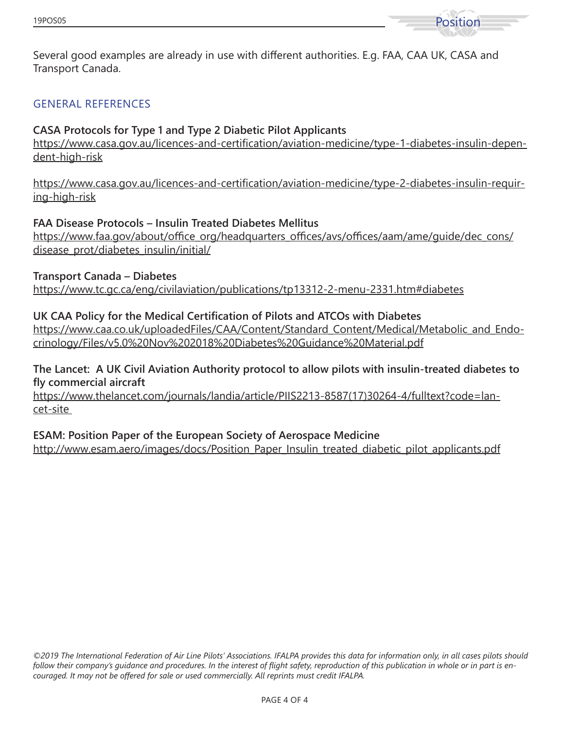Several good examples are already in use with different authorities. E.g. FAA, CAA UK, CASA and Transport Canada.

## GENERAL REFERENCES

**CASA Protocols for Type 1 and Type 2 Diabetic Pilot Applicants**
https://www.casa.gov.au/licences-and-certification/aviation-medicine/type-1-diabetes-insulin-dependent-high-risk

https://www.casa.gov.au/licences-and-certification/aviation-medicine/type-2-diabetes-insulin-requiring-high-risk

**FAA Disease Protocols – Insulin Treated Diabetes Mellitus**
https://www.faa.gov/about/office_org/headquarters_offices/avs/offices/aam/ame/guide/dec_cons/disease_prot/diabetes_insulin/initial/

**Transport Canada – Diabetes**
https://www.tc.gc.ca/eng/civilaviation/publications/tp13312-2-menu-2331.htm#diabetes

**UK CAA Policy for the Medical Certification of Pilots and ATCOs with Diabetes**
https://www.caa.co.uk/uploadedFiles/CAA/Content/Standard_Content/Medical/Metabolic_and_Endocrinology/Files/v5.0%20Nov%202018%20Diabetes%20Guidance%20Material.pdf

**The Lancet: A UK Civil Aviation Authority protocol to allow pilots with insulin-treated diabetes to fly commercial aircraft**
https://www.thelancet.com/journals/landia/article/PIIS2213-8587(17)30264-4/fulltext?code=lancet-site

**ESAM: Position Paper of the European Society of Aerospace Medicine**
http://www.esam.aero/images/docs/Position_Paper_Insulin_treated_diabetic_pilot_applicants.pdf

*©2019 The International Federation of Air Line Pilots' Associations. IFALPA provides this data for information only, in all cases pilots should follow their company's guidance and procedures. In the interest of flight safety, reproduction of this publication in whole or in part is encouraged. It may not be offered for sale or used commercially. All reprints must credit IFALPA.*